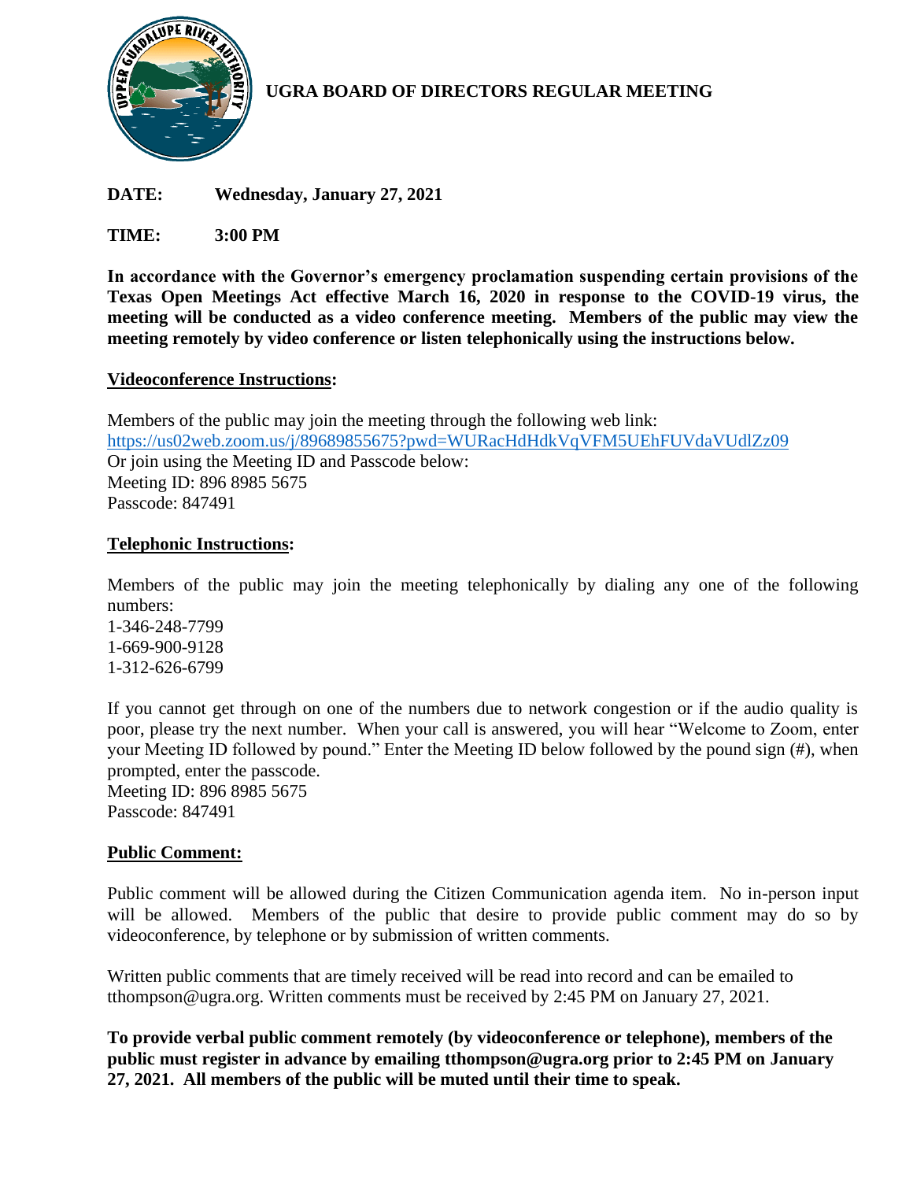# UGRA BOARD OF DIRECTORS REGULAR MEETING

**DATE:** **Wednesday, January 27, 2021**

**TIME:** **3:00 PM**

**In accordance with the Governor's emergency proclamation suspending certain provisions of the Texas Open Meetings Act effective March 16, 2020 in response to the COVID-19 virus, the meeting will be conducted as a video conference meeting. Members of the public may view the meeting remotely by video conference or listen telephonically using the instructions below.**

## Videoconference Instructions:

Members of the public may join the meeting through the following web link:
https://us02web.zoom.us/j/89689855675?pwd=WURacHdHdkVqVFM5UEhFUVdaVUdlZz09
Or join using the Meeting ID and Passcode below:
Meeting ID: 896 8985 5675
Passcode: 847491

## Telephonic Instructions:

Members of the public may join the meeting telephonically by dialing any one of the following numbers:
1-346-248-7799
1-669-900-9128
1-312-626-6799

If you cannot get through on one of the numbers due to network congestion or if the audio quality is poor, please try the next number. When your call is answered, you will hear "Welcome to Zoom, enter your Meeting ID followed by pound." Enter the Meeting ID below followed by the pound sign (#), when prompted, enter the passcode.
Meeting ID: 896 8985 5675
Passcode: 847491

## Public Comment:

Public comment will be allowed during the Citizen Communication agenda item. No in-person input will be allowed. Members of the public that desire to provide public comment may do so by videoconference, by telephone or by submission of written comments.

Written public comments that are timely received will be read into record and can be emailed to tthompson@ugra.org. Written comments must be received by 2:45 PM on January 27, 2021.

**To provide verbal public comment remotely (by videoconference or telephone), members of the public must register in advance by emailing tthompson@ugra.org prior to 2:45 PM on January 27, 2021. All members of the public will be muted until their time to speak.**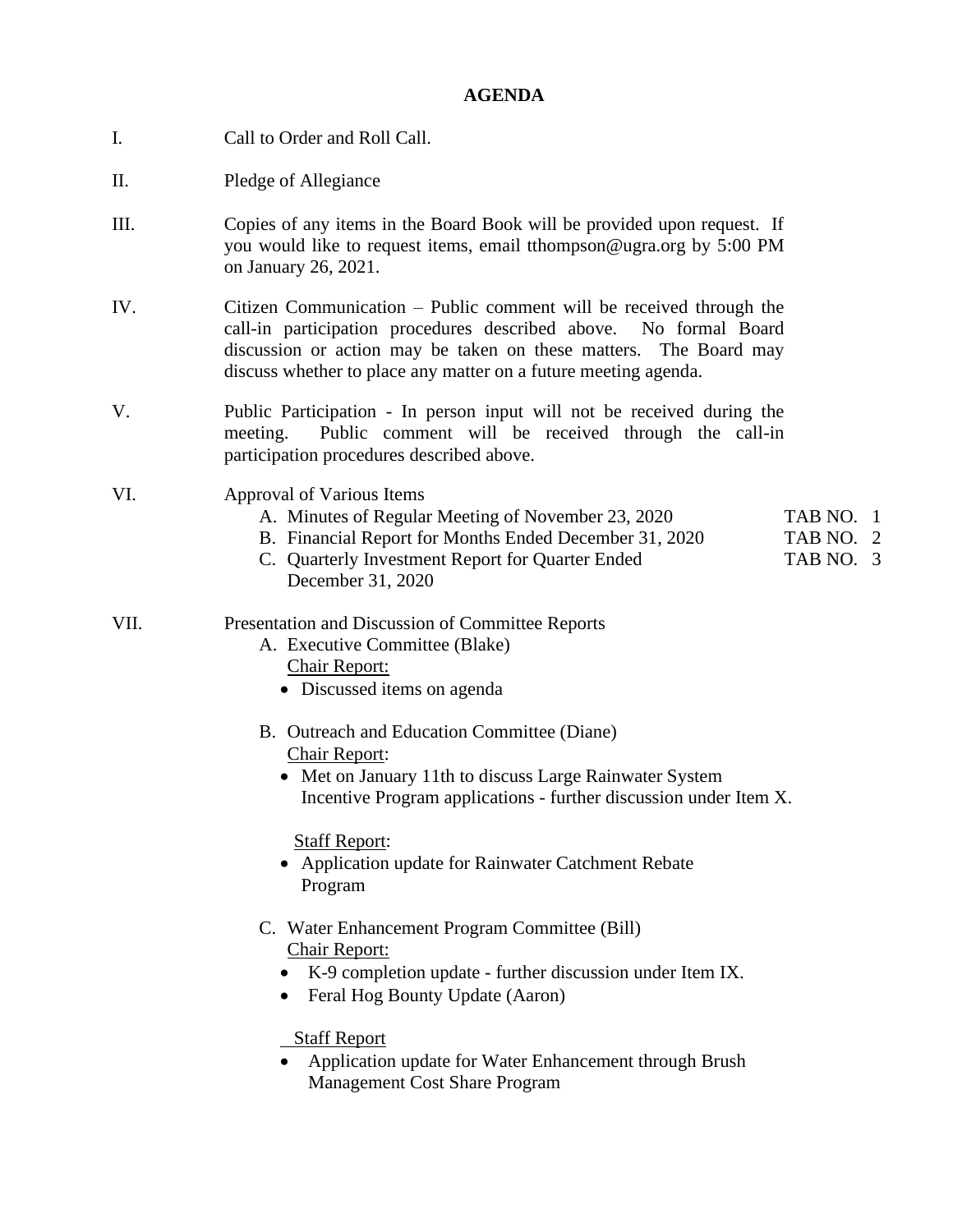**AGENDA**

I. Call to Order and Roll Call.

II. Pledge of Allegiance

III. Copies of any items in the Board Book will be provided upon request. If you would like to request items, email tthompson@ugra.org by 5:00 PM on January 26, 2021.

IV. Citizen Communication – Public comment will be received through the call-in participation procedures described above. No formal Board discussion or action may be taken on these matters. The Board may discuss whether to place any matter on a future meeting agenda.

V. Public Participation - In person input will not be received during the meeting. Public comment will be received through the call-in participation procedures described above.

VI. Approval of Various Items

   A. Minutes of Regular Meeting of November 23, 2020 — TAB NO. 1
   B. Financial Report for Months Ended December 31, 2020 — TAB NO. 2
   C. Quarterly Investment Report for Quarter Ended December 31, 2020 — TAB NO. 3

VII. Presentation and Discussion of Committee Reports

   A. Executive Committee (Blake)
      Chair Report:
      - Discussed items on agenda

   B. Outreach and Education Committee (Diane)
      Chair Report:
      - Met on January 11th to discuss Large Rainwater System Incentive Program applications - further discussion under Item X.

      Staff Report:
      - Application update for Rainwater Catchment Rebate Program

   C. Water Enhancement Program Committee (Bill)
      Chair Report:
      - K-9 completion update - further discussion under Item IX.
      - Feral Hog Bounty Update (Aaron)

      Staff Report
      - Application update for Water Enhancement through Brush Management Cost Share Program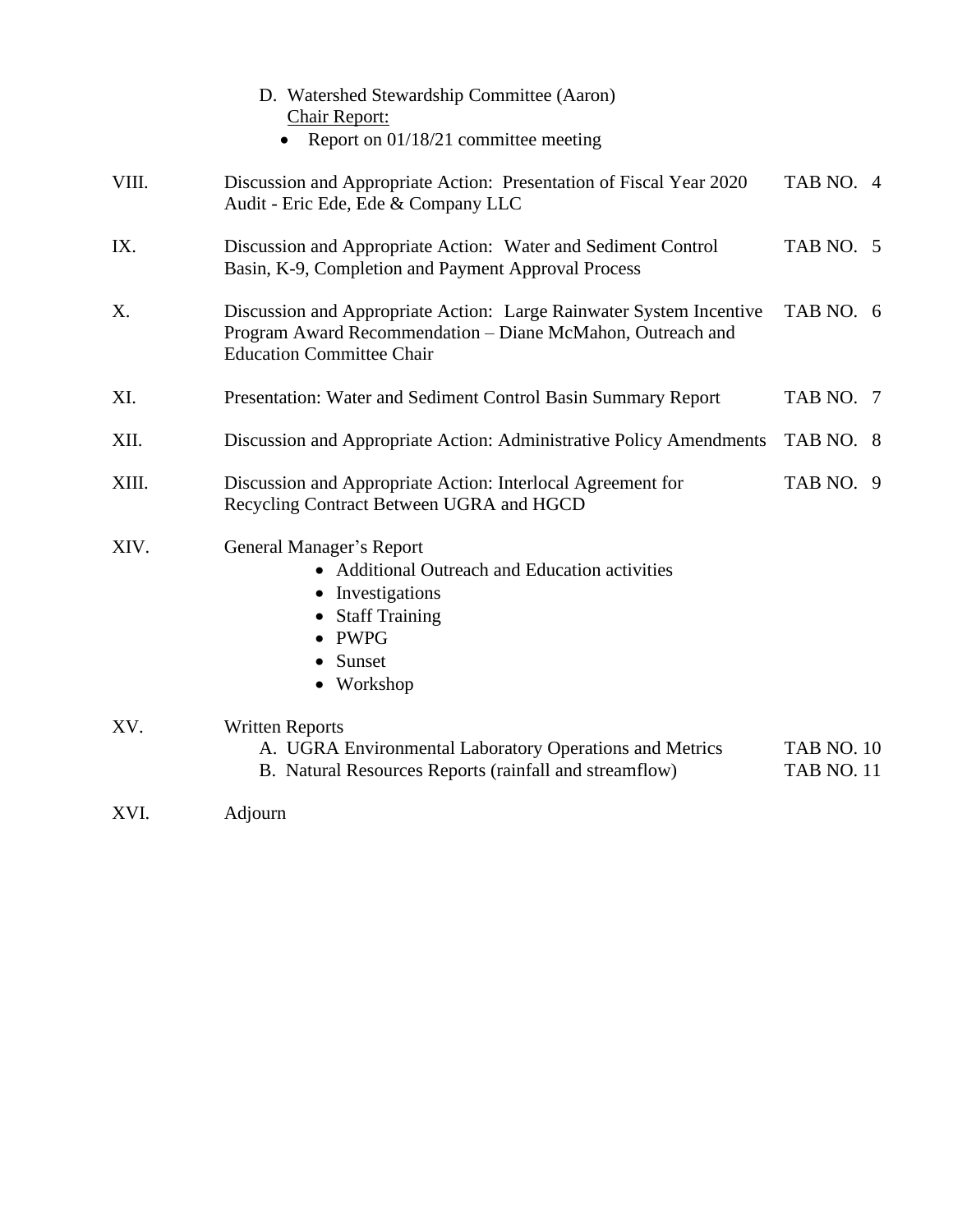D. Watershed Stewardship Committee (Aaron)
<u>Chair Report:</u>

- Report on 01/18/21 committee meeting

VIII. Discussion and Appropriate Action: Presentation of Fiscal Year 2020 Audit - Eric Ede, Ede & Company LLC — TAB NO. 4

IX. Discussion and Appropriate Action: Water and Sediment Control Basin, K-9, Completion and Payment Approval Process — TAB NO. 5

X. Discussion and Appropriate Action: Large Rainwater System Incentive Program Award Recommendation – Diane McMahon, Outreach and Education Committee Chair — TAB NO. 6

XI. Presentation: Water and Sediment Control Basin Summary Report — TAB NO. 7

XII. Discussion and Appropriate Action: Administrative Policy Amendments — TAB NO. 8

XIII. Discussion and Appropriate Action: Interlocal Agreement for Recycling Contract Between UGRA and HGCD — TAB NO. 9

XIV. General Manager's Report

- Additional Outreach and Education activities
- Investigations
- Staff Training
- PWPG
- Sunset
- Workshop

XV. Written Reports

A. UGRA Environmental Laboratory Operations and Metrics — TAB NO. 10
B. Natural Resources Reports (rainfall and streamflow) — TAB NO. 11

XVI. Adjourn